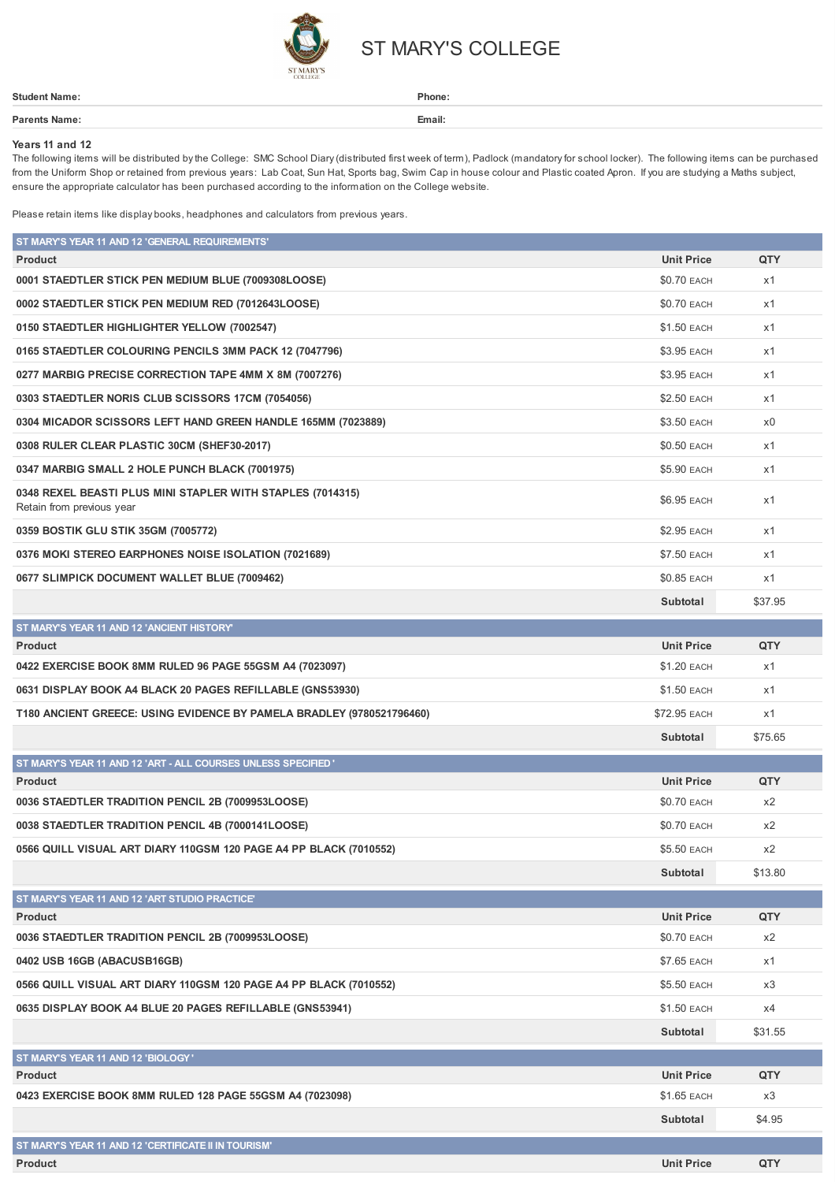# ST MARY'S COLLEGE

| **Student Name:** | **Phone:** |
|---|---|
| **Parents Name:** | **Email:** |

**Years 11 and 12**

The following items will be distributed by the College: SMC School Diary (distributed first week of term), Padlock (mandatory for school locker). The following items can be purchased from the Uniform Shop or retained from previous years: Lab Coat, Sun Hat, Sports bag, Swim Cap in house colour and Plastic coated Apron. If you are studying a Maths subject, ensure the appropriate calculator has been purchased according to the information on the College website.

Please retain items like display books, headphones and calculators from previous years.

## ST MARY'S YEAR 11 AND 12 'GENERAL REQUIREMENTS'

| Product | Unit Price | QTY |
|---|---|---|
| **0001 STAEDTLER STICK PEN MEDIUM BLUE (7009308LOOSE)** | $0.70 EACH | x1 |
| **0002 STAEDTLER STICK PEN MEDIUM RED (7012643LOOSE)** | $0.70 EACH | x1 |
| **0150 STAEDTLER HIGHLIGHTER YELLOW (7002547)** | $1.50 EACH | x1 |
| **0165 STAEDTLER COLOURING PENCILS 3MM PACK 12 (7047796)** | $3.95 EACH | x1 |
| **0277 MARBIG PRECISE CORRECTION TAPE 4MM X 8M (7007276)** | $3.95 EACH | x1 |
| **0303 STAEDTLER NORIS CLUB SCISSORS 17CM (7054056)** | $2.50 EACH | x1 |
| **0304 MICADOR SCISSORS LEFT HAND GREEN HANDLE 165MM (7023889)** | $3.50 EACH | x0 |
| **0308 RULER CLEAR PLASTIC 30CM (SHEF30-2017)** | $0.50 EACH | x1 |
| **0347 MARBIG SMALL 2 HOLE PUNCH BLACK (7001975)** | $5.90 EACH | x1 |
| **0348 REXEL BEASTI PLUS MINI STAPLER WITH STAPLES (7014315)** Retain from previous year | $6.95 EACH | x1 |
| **0359 BOSTIK GLU STIK 35GM (7005772)** | $2.95 EACH | x1 |
| **0376 MOKI STEREO EARPHONES NOISE ISOLATION (7021689)** | $7.50 EACH | x1 |
| **0677 SLIMPICK DOCUMENT WALLET BLUE (7009462)** | $0.85 EACH | x1 |
| | **Subtotal** | $37.95 |

## ST MARY'S YEAR 11 AND 12 'ANCIENT HISTORY'

| Product | Unit Price | QTY |
|---|---|---|
| **0422 EXERCISE BOOK 8MM RULED 96 PAGE 55GSM A4 (7023097)** | $1.20 EACH | x1 |
| **0631 DISPLAY BOOK A4 BLACK 20 PAGES REFILLABLE (GNS53930)** | $1.50 EACH | x1 |
| **T180 ANCIENT GREECE: USING EVIDENCE BY PAMELA BRADLEY (9780521796460)** | $72.95 EACH | x1 |
| | **Subtotal** | $75.65 |

## ST MARY'S YEAR 11 AND 12 'ART - ALL COURSES UNLESS SPECIFIED'

| Product | Unit Price | QTY |
|---|---|---|
| **0036 STAEDTLER TRADITION PENCIL 2B (7009953LOOSE)** | $0.70 EACH | x2 |
| **0038 STAEDTLER TRADITION PENCIL 4B (7000141LOOSE)** | $0.70 EACH | x2 |
| **0566 QUILL VISUAL ART DIARY 110GSM 120 PAGE A4 PP BLACK (7010552)** | $5.50 EACH | x2 |
| | **Subtotal** | $13.80 |

## ST MARY'S YEAR 11 AND 12 'ART STUDIO PRACTICE'

| Product | Unit Price | QTY |
|---|---|---|
| **0036 STAEDTLER TRADITION PENCIL 2B (7009953LOOSE)** | $0.70 EACH | x2 |
| **0402 USB 16GB (ABACUSB16GB)** | $7.65 EACH | x1 |
| **0566 QUILL VISUAL ART DIARY 110GSM 120 PAGE A4 PP BLACK (7010552)** | $5.50 EACH | x3 |
| **0635 DISPLAY BOOK A4 BLUE 20 PAGES REFILLABLE (GNS53941)** | $1.50 EACH | x4 |
| | **Subtotal** | $31.55 |

## ST MARY'S YEAR 11 AND 12 'BIOLOGY'

| Product | Unit Price | QTY |
|---|---|---|
| **0423 EXERCISE BOOK 8MM RULED 128 PAGE 55GSM A4 (7023098)** | $1.65 EACH | x3 |
| | **Subtotal** | $4.95 |

## ST MARY'S YEAR 11 AND 12 'CERTIFICATE II IN TOURISM'

| Product | Unit Price | QTY |
|---|---|---|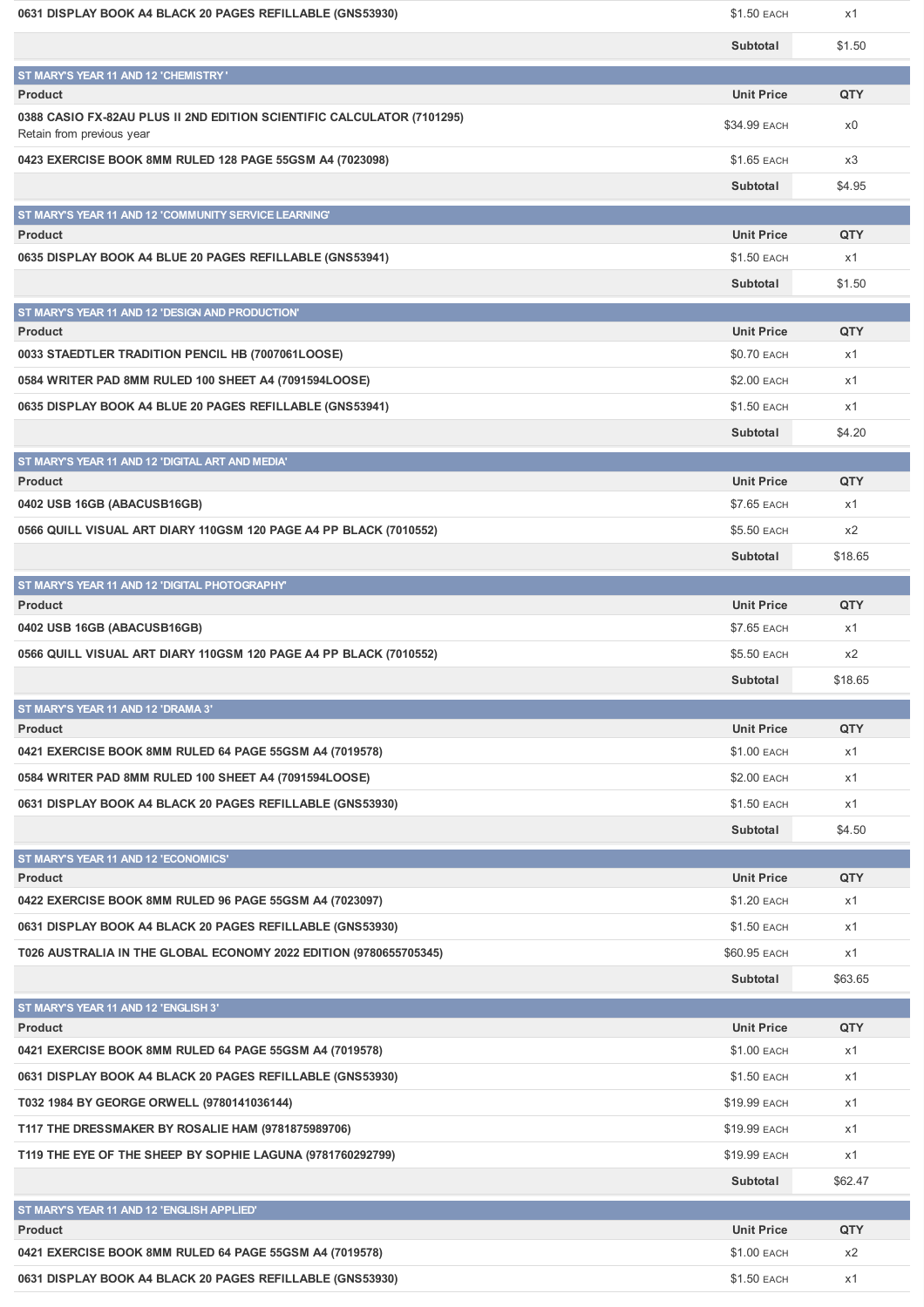| Product | Unit Price | QTY |
|---|---|---|
| 0631 DISPLAY BOOK A4 BLACK 20 PAGES REFILLABLE (GNS53930) | $1.50 EACH | x1 |
| | Subtotal | $1.50 |

## ST MARY'S YEAR 11 AND 12 'CHEMISTRY '

| Product | Unit Price | QTY |
|---|---|---|
| 0388 CASIO FX-82AU PLUS II 2ND EDITION SCIENTIFIC CALCULATOR (7101295) Retain from previous year | $34.99 EACH | x0 |
| 0423 EXERCISE BOOK 8MM RULED 128 PAGE 55GSM A4 (7023098) | $1.65 EACH | x3 |
| | Subtotal | $4.95 |

## ST MARY'S YEAR 11 AND 12 'COMMUNITY SERVICE LEARNING'

| Product | Unit Price | QTY |
|---|---|---|
| 0635 DISPLAY BOOK A4 BLUE 20 PAGES REFILLABLE (GNS53941) | $1.50 EACH | x1 |
| | Subtotal | $1.50 |

## ST MARY'S YEAR 11 AND 12 'DESIGN AND PRODUCTION'

| Product | Unit Price | QTY |
|---|---|---|
| 0033 STAEDTLER TRADITION PENCIL HB (7007061LOOSE) | $0.70 EACH | x1 |
| 0584 WRITER PAD 8MM RULED 100 SHEET A4 (7091594LOOSE) | $2.00 EACH | x1 |
| 0635 DISPLAY BOOK A4 BLUE 20 PAGES REFILLABLE (GNS53941) | $1.50 EACH | x1 |
| | Subtotal | $4.20 |

## ST MARY'S YEAR 11 AND 12 'DIGITAL ART AND MEDIA'

| Product | Unit Price | QTY |
|---|---|---|
| 0402 USB 16GB (ABACUSB16GB) | $7.65 EACH | x1 |
| 0566 QUILL VISUAL ART DIARY 110GSM 120 PAGE A4 PP BLACK (7010552) | $5.50 EACH | x2 |
| | Subtotal | $18.65 |

## ST MARY'S YEAR 11 AND 12 'DIGITAL PHOTOGRAPHY'

| Product | Unit Price | QTY |
|---|---|---|
| 0402 USB 16GB (ABACUSB16GB) | $7.65 EACH | x1 |
| 0566 QUILL VISUAL ART DIARY 110GSM 120 PAGE A4 PP BLACK (7010552) | $5.50 EACH | x2 |
| | Subtotal | $18.65 |

## ST MARY'S YEAR 11 AND 12 'DRAMA 3'

| Product | Unit Price | QTY |
|---|---|---|
| 0421 EXERCISE BOOK 8MM RULED 64 PAGE 55GSM A4 (7019578) | $1.00 EACH | x1 |
| 0584 WRITER PAD 8MM RULED 100 SHEET A4 (7091594LOOSE) | $2.00 EACH | x1 |
| 0631 DISPLAY BOOK A4 BLACK 20 PAGES REFILLABLE (GNS53930) | $1.50 EACH | x1 |
| | Subtotal | $4.50 |

## ST MARY'S YEAR 11 AND 12 'ECONOMICS'

| Product | Unit Price | QTY |
|---|---|---|
| 0422 EXERCISE BOOK 8MM RULED 96 PAGE 55GSM A4 (7023097) | $1.20 EACH | x1 |
| 0631 DISPLAY BOOK A4 BLACK 20 PAGES REFILLABLE (GNS53930) | $1.50 EACH | x1 |
| T026 AUSTRALIA IN THE GLOBAL ECONOMY 2022 EDITION (9780655705345) | $60.95 EACH | x1 |
| | Subtotal | $63.65 |

## ST MARY'S YEAR 11 AND 12 'ENGLISH 3'

| Product | Unit Price | QTY |
|---|---|---|
| 0421 EXERCISE BOOK 8MM RULED 64 PAGE 55GSM A4 (7019578) | $1.00 EACH | x1 |
| 0631 DISPLAY BOOK A4 BLACK 20 PAGES REFILLABLE (GNS53930) | $1.50 EACH | x1 |
| T032 1984 BY GEORGE ORWELL (9780141036144) | $19.99 EACH | x1 |
| T117 THE DRESSMAKER BY ROSALIE HAM (9781875989706) | $19.99 EACH | x1 |
| T119 THE EYE OF THE SHEEP BY SOPHIE LAGUNA (9781760292799) | $19.99 EACH | x1 |
| | Subtotal | $62.47 |

## ST MARY'S YEAR 11 AND 12 'ENGLISH APPLIED'

| Product | Unit Price | QTY |
|---|---|---|
| 0421 EXERCISE BOOK 8MM RULED 64 PAGE 55GSM A4 (7019578) | $1.00 EACH | x2 |
| 0631 DISPLAY BOOK A4 BLACK 20 PAGES REFILLABLE (GNS53930) | $1.50 EACH | x1 |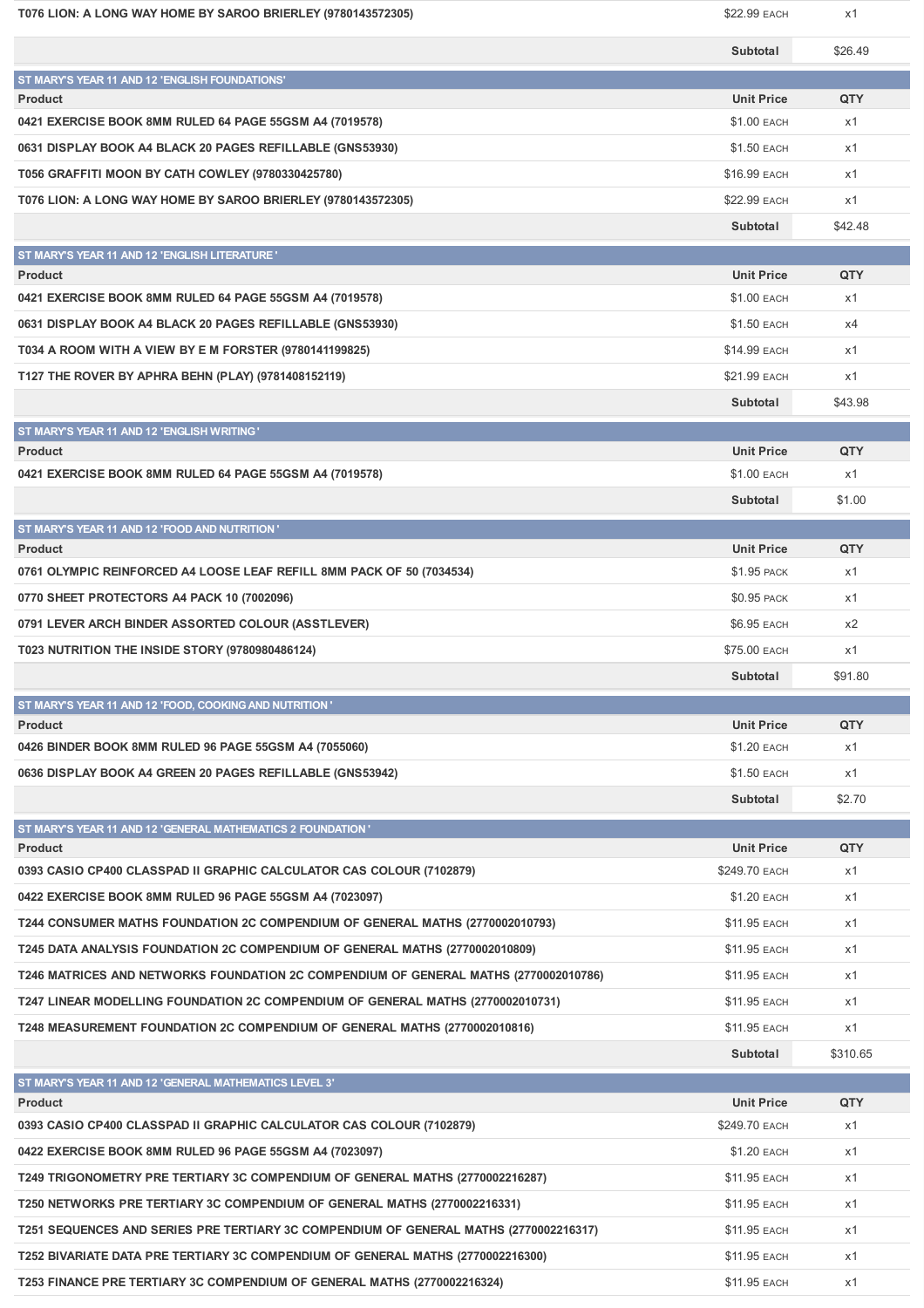| | | |
|---|---|---|
| T076 LION: A LONG WAY HOME BY SAROO BRIERLEY (9780143572305) | $22.99 EACH | x1 |
| | Subtotal | $26.49 |

## ST MARY'S YEAR 11 AND 12 'ENGLISH FOUNDATIONS'

| Product | Unit Price | QTY |
|---|---|---|
| 0421 EXERCISE BOOK 8MM RULED 64 PAGE 55GSM A4 (7019578) | $1.00 EACH | x1 |
| 0631 DISPLAY BOOK A4 BLACK 20 PAGES REFILLABLE (GNS53930) | $1.50 EACH | x1 |
| T056 GRAFFITI MOON BY CATH COWLEY (9780330425780) | $16.99 EACH | x1 |
| T076 LION: A LONG WAY HOME BY SAROO BRIERLEY (9780143572305) | $22.99 EACH | x1 |
| | Subtotal | $42.48 |

## ST MARY'S YEAR 11 AND 12 'ENGLISH LITERATURE '

| Product | Unit Price | QTY |
|---|---|---|
| 0421 EXERCISE BOOK 8MM RULED 64 PAGE 55GSM A4 (7019578) | $1.00 EACH | x1 |
| 0631 DISPLAY BOOK A4 BLACK 20 PAGES REFILLABLE (GNS53930) | $1.50 EACH | x4 |
| T034 A ROOM WITH A VIEW BY E M FORSTER (9780141199825) | $14.99 EACH | x1 |
| T127 THE ROVER BY APHRA BEHN (PLAY) (9781408152119) | $21.99 EACH | x1 |
| | Subtotal | $43.98 |

## ST MARY'S YEAR 11 AND 12 'ENGLISH WRITING '

| Product | Unit Price | QTY |
|---|---|---|
| 0421 EXERCISE BOOK 8MM RULED 64 PAGE 55GSM A4 (7019578) | $1.00 EACH | x1 |
| | Subtotal | $1.00 |

## ST MARY'S YEAR 11 AND 12 'FOOD AND NUTRITION '

| Product | Unit Price | QTY |
|---|---|---|
| 0761 OLYMPIC REINFORCED A4 LOOSE LEAF REFILL 8MM PACK OF 50 (7034534) | $1.95 PACK | x1 |
| 0770 SHEET PROTECTORS A4 PACK 10 (7002096) | $0.95 PACK | x1 |
| 0791 LEVER ARCH BINDER ASSORTED COLOUR (ASSTLEVER) | $6.95 EACH | x2 |
| T023 NUTRITION THE INSIDE STORY (9780980486124) | $75.00 EACH | x1 |
| | Subtotal | $91.80 |

## ST MARY'S YEAR 11 AND 12 'FOOD, COOKING AND NUTRITION '

| Product | Unit Price | QTY |
|---|---|---|
| 0426 BINDER BOOK 8MM RULED 96 PAGE 55GSM A4 (7055060) | $1.20 EACH | x1 |
| 0636 DISPLAY BOOK A4 GREEN 20 PAGES REFILLABLE (GNS53942) | $1.50 EACH | x1 |
| | Subtotal | $2.70 |

## ST MARY'S YEAR 11 AND 12 'GENERAL MATHEMATICS 2 FOUNDATION '

| Product | Unit Price | QTY |
|---|---|---|
| 0393 CASIO CP400 CLASSPAD II GRAPHIC CALCULATOR CAS COLOUR (7102879) | $249.70 EACH | x1 |
| 0422 EXERCISE BOOK 8MM RULED 96 PAGE 55GSM A4 (7023097) | $1.20 EACH | x1 |
| T244 CONSUMER MATHS FOUNDATION 2C COMPENDIUM OF GENERAL MATHS (2770002010793) | $11.95 EACH | x1 |
| T245 DATA ANALYSIS FOUNDATION 2C COMPENDIUM OF GENERAL MATHS (2770002010809) | $11.95 EACH | x1 |
| T246 MATRICES AND NETWORKS FOUNDATION 2C COMPENDIUM OF GENERAL MATHS (2770002010786) | $11.95 EACH | x1 |
| T247 LINEAR MODELLING FOUNDATION 2C COMPENDIUM OF GENERAL MATHS (2770002010731) | $11.95 EACH | x1 |
| T248 MEASUREMENT FOUNDATION 2C COMPENDIUM OF GENERAL MATHS (2770002010816) | $11.95 EACH | x1 |
| | Subtotal | $310.65 |

## ST MARY'S YEAR 11 AND 12 'GENERAL MATHEMATICS LEVEL 3'

| Product | Unit Price | QTY |
|---|---|---|
| 0393 CASIO CP400 CLASSPAD II GRAPHIC CALCULATOR CAS COLOUR (7102879) | $249.70 EACH | x1 |
| 0422 EXERCISE BOOK 8MM RULED 96 PAGE 55GSM A4 (7023097) | $1.20 EACH | x1 |
| T249 TRIGONOMETRY PRE TERTIARY 3C COMPENDIUM OF GENERAL MATHS (2770002216287) | $11.95 EACH | x1 |
| T250 NETWORKS PRE TERTIARY 3C COMPENDIUM OF GENERAL MATHS (2770002216331) | $11.95 EACH | x1 |
| T251 SEQUENCES AND SERIES PRE TERTIARY 3C COMPENDIUM OF GENERAL MATHS (2770002216317) | $11.95 EACH | x1 |
| T252 BIVARIATE DATA PRE TERTIARY 3C COMPENDIUM OF GENERAL MATHS (2770002216300) | $11.95 EACH | x1 |
| T253 FINANCE PRE TERTIARY 3C COMPENDIUM OF GENERAL MATHS (2770002216324) | $11.95 EACH | x1 |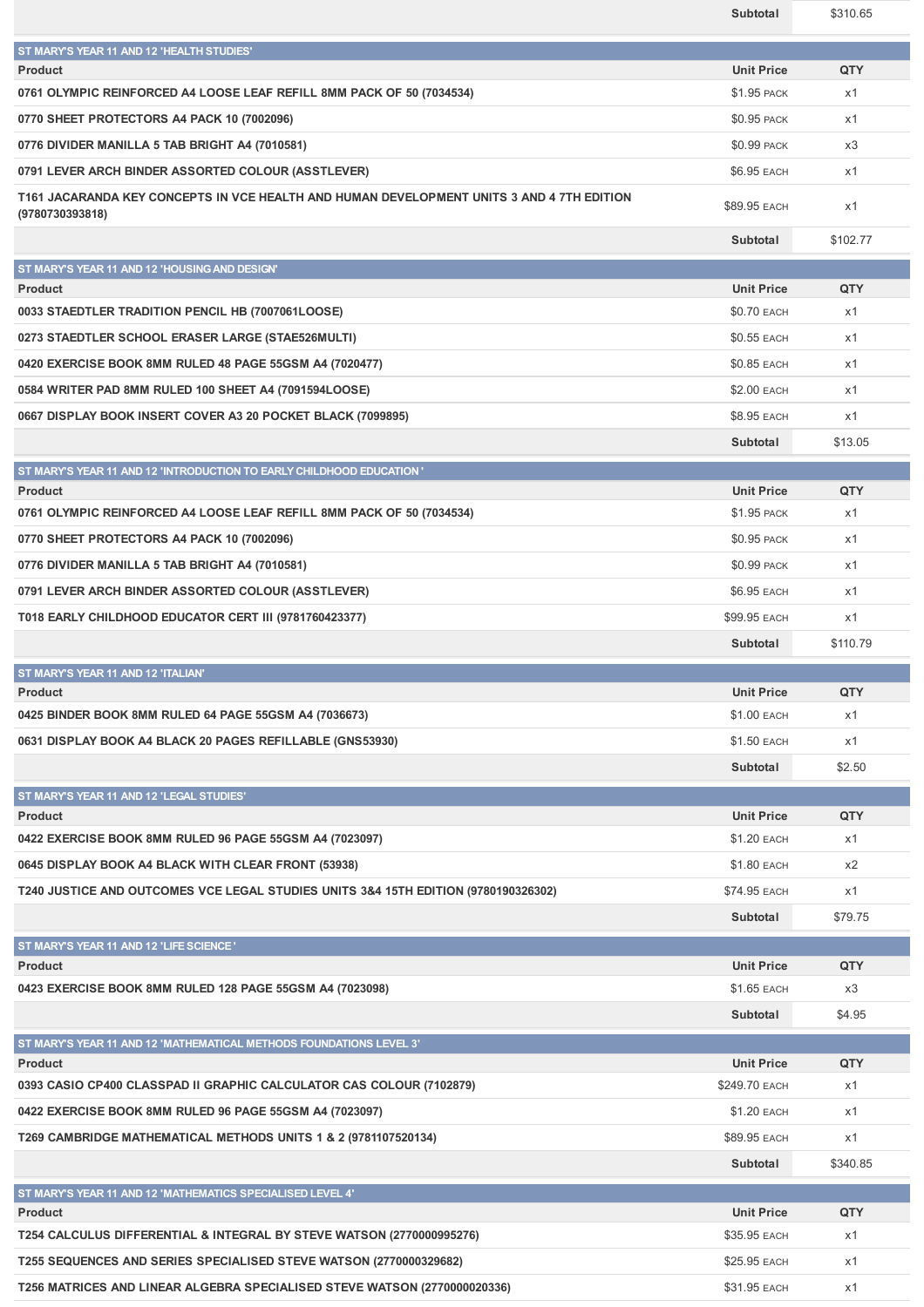| | Subtotal | $310.65 |
|---|---|---|

## ST MARY'S YEAR 11 AND 12 'HEALTH STUDIES'

| Product | Unit Price | QTY |
|---|---|---|
| 0761 OLYMPIC REINFORCED A4 LOOSE LEAF REFILL 8MM PACK OF 50 (7034534) | $1.95 PACK | x1 |
| 0770 SHEET PROTECTORS A4 PACK 10 (7002096) | $0.95 PACK | x1 |
| 0776 DIVIDER MANILLA 5 TAB BRIGHT A4 (7010581) | $0.99 PACK | x3 |
| 0791 LEVER ARCH BINDER ASSORTED COLOUR (ASSTLEVER) | $6.95 EACH | x1 |
| T161 JACARANDA KEY CONCEPTS IN VCE HEALTH AND HUMAN DEVELOPMENT UNITS 3 AND 4 7TH EDITION (9780730393818) | $89.95 EACH | x1 |
| | Subtotal | $102.77 |

## ST MARY'S YEAR 11 AND 12 'HOUSING AND DESIGN'

| Product | Unit Price | QTY |
|---|---|---|
| 0033 STAEDTLER TRADITION PENCIL HB (7007061LOOSE) | $0.70 EACH | x1 |
| 0273 STAEDTLER SCHOOL ERASER LARGE (STAE526MULTI) | $0.55 EACH | x1 |
| 0420 EXERCISE BOOK 8MM RULED 48 PAGE 55GSM A4 (7020477) | $0.85 EACH | x1 |
| 0584 WRITER PAD 8MM RULED 100 SHEET A4 (7091594LOOSE) | $2.00 EACH | x1 |
| 0667 DISPLAY BOOK INSERT COVER A3 20 POCKET BLACK (7099895) | $8.95 EACH | x1 |
| | Subtotal | $13.05 |

## ST MARY'S YEAR 11 AND 12 'INTRODUCTION TO EARLY CHILDHOOD EDUCATION '

| Product | Unit Price | QTY |
|---|---|---|
| 0761 OLYMPIC REINFORCED A4 LOOSE LEAF REFILL 8MM PACK OF 50 (7034534) | $1.95 PACK | x1 |
| 0770 SHEET PROTECTORS A4 PACK 10 (7002096) | $0.95 PACK | x1 |
| 0776 DIVIDER MANILLA 5 TAB BRIGHT A4 (7010581) | $0.99 PACK | x1 |
| 0791 LEVER ARCH BINDER ASSORTED COLOUR (ASSTLEVER) | $6.95 EACH | x1 |
| T018 EARLY CHILDHOOD EDUCATOR CERT III (9781760423377) | $99.95 EACH | x1 |
| | Subtotal | $110.79 |

## ST MARY'S YEAR 11 AND 12 'ITALIAN'

| Product | Unit Price | QTY |
|---|---|---|
| 0425 BINDER BOOK 8MM RULED 64 PAGE 55GSM A4 (7036673) | $1.00 EACH | x1 |
| 0631 DISPLAY BOOK A4 BLACK 20 PAGES REFILLABLE (GNS53930) | $1.50 EACH | x1 |
| | Subtotal | $2.50 |

## ST MARY'S YEAR 11 AND 12 'LEGAL STUDIES'

| Product | Unit Price | QTY |
|---|---|---|
| 0422 EXERCISE BOOK 8MM RULED 96 PAGE 55GSM A4 (7023097) | $1.20 EACH | x1 |
| 0645 DISPLAY BOOK A4 BLACK WITH CLEAR FRONT (53938) | $1.80 EACH | x2 |
| T240 JUSTICE AND OUTCOMES VCE LEGAL STUDIES UNITS 3&4 15TH EDITION (9780190326302) | $74.95 EACH | x1 |
| | Subtotal | $79.75 |

## ST MARY'S YEAR 11 AND 12 'LIFE SCIENCE '

| Product | Unit Price | QTY |
|---|---|---|
| 0423 EXERCISE BOOK 8MM RULED 128 PAGE 55GSM A4 (7023098) | $1.65 EACH | x3 |
| | Subtotal | $4.95 |

## ST MARY'S YEAR 11 AND 12 'MATHEMATICAL METHODS FOUNDATIONS LEVEL 3'

| Product | Unit Price | QTY |
|---|---|---|
| 0393 CASIO CP400 CLASSPAD II GRAPHIC CALCULATOR CAS COLOUR (7102879) | $249.70 EACH | x1 |
| 0422 EXERCISE BOOK 8MM RULED 96 PAGE 55GSM A4 (7023097) | $1.20 EACH | x1 |
| T269 CAMBRIDGE MATHEMATICAL METHODS UNITS 1 & 2 (9781107520134) | $89.95 EACH | x1 |
| | Subtotal | $340.85 |

## ST MARY'S YEAR 11 AND 12 'MATHEMATICS SPECIALISED LEVEL 4'

| Product | Unit Price | QTY |
|---|---|---|
| T254 CALCULUS DIFFERENTIAL & INTEGRAL BY STEVE WATSON (2770000995276) | $35.95 EACH | x1 |
| T255 SEQUENCES AND SERIES SPECIALISED STEVE WATSON (2770000329682) | $25.95 EACH | x1 |
| T256 MATRICES AND LINEAR ALGEBRA SPECIALISED STEVE WATSON (2770000020336) | $31.95 EACH | x1 |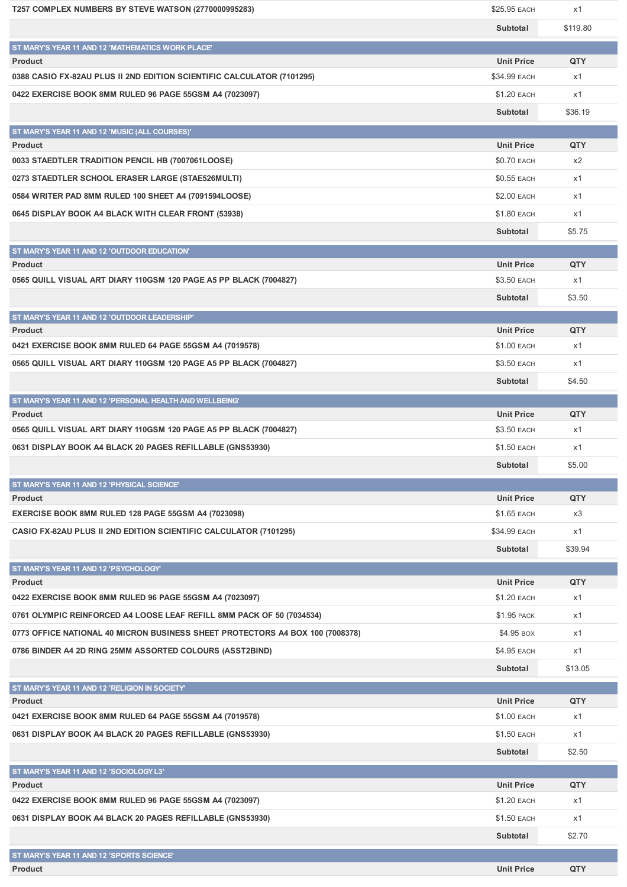| Product | Unit Price | QTY |
|---|---|---|
| T257 COMPLEX NUMBERS BY STEVE WATSON (2770000995283) | $25.95 EACH | x1 |
| | Subtotal | $119.80 |

## ST MARY'S YEAR 11 AND 12 'MATHEMATICS WORK PLACE'

| Product | Unit Price | QTY |
|---|---|---|
| 0388 CASIO FX-82AU PLUS II 2ND EDITION SCIENTIFIC CALCULATOR (7101295) | $34.99 EACH | x1 |
| 0422 EXERCISE BOOK 8MM RULED 96 PAGE 55GSM A4 (7023097) | $1.20 EACH | x1 |
| | Subtotal | $36.19 |

## ST MARY'S YEAR 11 AND 12 'MUSIC (ALL COURSES)'

| Product | Unit Price | QTY |
|---|---|---|
| 0033 STAEDTLER TRADITION PENCIL HB (7007061LOOSE) | $0.70 EACH | x2 |
| 0273 STAEDTLER SCHOOL ERASER LARGE (STAE526MULTI) | $0.55 EACH | x1 |
| 0584 WRITER PAD 8MM RULED 100 SHEET A4 (7091594LOOSE) | $2.00 EACH | x1 |
| 0645 DISPLAY BOOK A4 BLACK WITH CLEAR FRONT (53938) | $1.80 EACH | x1 |
| | Subtotal | $5.75 |

## ST MARY'S YEAR 11 AND 12 'OUTDOOR EDUCATION'

| Product | Unit Price | QTY |
|---|---|---|
| 0565 QUILL VISUAL ART DIARY 110GSM 120 PAGE A5 PP BLACK (7004827) | $3.50 EACH | x1 |
| | Subtotal | $3.50 |

## ST MARY'S YEAR 11 AND 12 'OUTDOOR LEADERSHIP'

| Product | Unit Price | QTY |
|---|---|---|
| 0421 EXERCISE BOOK 8MM RULED 64 PAGE 55GSM A4 (7019578) | $1.00 EACH | x1 |
| 0565 QUILL VISUAL ART DIARY 110GSM 120 PAGE A5 PP BLACK (7004827) | $3.50 EACH | x1 |
| | Subtotal | $4.50 |

## ST MARY'S YEAR 11 AND 12 'PERSONAL HEALTH AND WELLBEING'

| Product | Unit Price | QTY |
|---|---|---|
| 0565 QUILL VISUAL ART DIARY 110GSM 120 PAGE A5 PP BLACK (7004827) | $3.50 EACH | x1 |
| 0631 DISPLAY BOOK A4 BLACK 20 PAGES REFILLABLE (GNS53930) | $1.50 EACH | x1 |
| | Subtotal | $5.00 |

## ST MARY'S YEAR 11 AND 12 'PHYSICAL SCIENCE'

| Product | Unit Price | QTY |
|---|---|---|
| EXERCISE BOOK 8MM RULED 128 PAGE 55GSM A4 (7023098) | $1.65 EACH | x3 |
| CASIO FX-82AU PLUS II 2ND EDITION SCIENTIFIC CALCULATOR (7101295) | $34.99 EACH | x1 |
| | Subtotal | $39.94 |

## ST MARY'S YEAR 11 AND 12 'PSYCHOLOGY'

| Product | Unit Price | QTY |
|---|---|---|
| 0422 EXERCISE BOOK 8MM RULED 96 PAGE 55GSM A4 (7023097) | $1.20 EACH | x1 |
| 0761 OLYMPIC REINFORCED A4 LOOSE LEAF REFILL 8MM PACK OF 50 (7034534) | $1.95 PACK | x1 |
| 0773 OFFICE NATIONAL 40 MICRON BUSINESS SHEET PROTECTORS A4 BOX 100 (7008378) | $4.95 BOX | x1 |
| 0786 BINDER A4 2D RING 25MM ASSORTED COLOURS (ASST2BIND) | $4.95 EACH | x1 |
| | Subtotal | $13.05 |

## ST MARY'S YEAR 11 AND 12 'RELIGION IN SOCIETY'

| Product | Unit Price | QTY |
|---|---|---|
| 0421 EXERCISE BOOK 8MM RULED 64 PAGE 55GSM A4 (7019578) | $1.00 EACH | x1 |
| 0631 DISPLAY BOOK A4 BLACK 20 PAGES REFILLABLE (GNS53930) | $1.50 EACH | x1 |
| | Subtotal | $2.50 |

## ST MARY'S YEAR 11 AND 12 'SOCIOLOGY L3'

| Product | Unit Price | QTY |
|---|---|---|
| 0422 EXERCISE BOOK 8MM RULED 96 PAGE 55GSM A4 (7023097) | $1.20 EACH | x1 |
| 0631 DISPLAY BOOK A4 BLACK 20 PAGES REFILLABLE (GNS53930) | $1.50 EACH | x1 |
| | Subtotal | $2.70 |

## ST MARY'S YEAR 11 AND 12 'SPORTS SCIENCE'

| Product | Unit Price | QTY |
|---|---|---|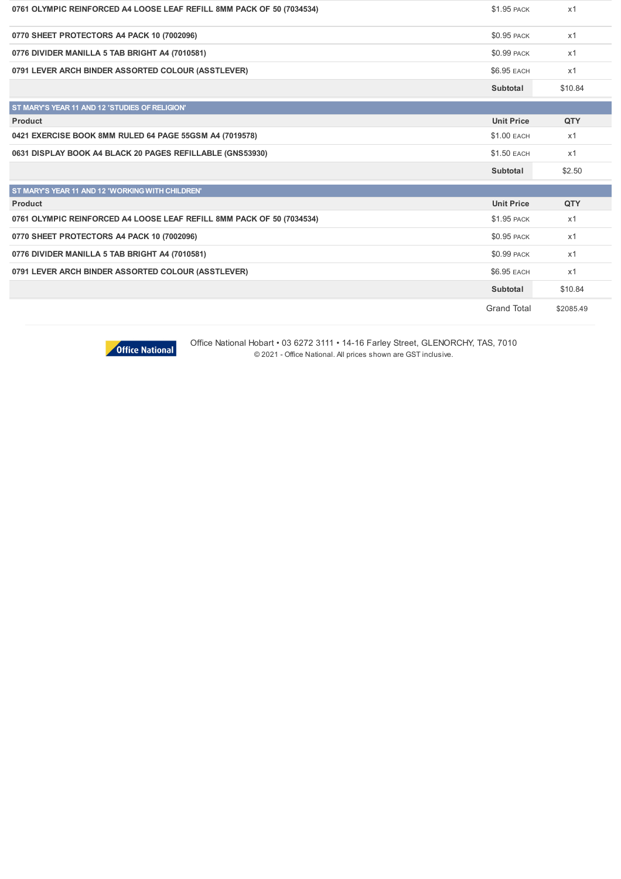| | | |
|---|---|---|
| 0761 OLYMPIC REINFORCED A4 LOOSE LEAF REFILL 8MM PACK OF 50 (7034534) | $1.95 PACK | x1 |
| 0770 SHEET PROTECTORS A4 PACK 10 (7002096) | $0.95 PACK | x1 |
| 0776 DIVIDER MANILLA 5 TAB BRIGHT A4 (7010581) | $0.99 PACK | x1 |
| 0791 LEVER ARCH BINDER ASSORTED COLOUR (ASSTLEVER) | $6.95 EACH | x1 |
| | **Subtotal** | $10.84 |

**ST MARY'S YEAR 11 AND 12 'STUDIES OF RELIGION'**

| Product | Unit Price | QTY |
|---|---|---|
| 0421 EXERCISE BOOK 8MM RULED 64 PAGE 55GSM A4 (7019578) | $1.00 EACH | x1 |
| 0631 DISPLAY BOOK A4 BLACK 20 PAGES REFILLABLE (GNS53930) | $1.50 EACH | x1 |
| | **Subtotal** | $2.50 |

**ST MARY'S YEAR 11 AND 12 'WORKING WITH CHILDREN'**

| Product | Unit Price | QTY |
|---|---|---|
| 0761 OLYMPIC REINFORCED A4 LOOSE LEAF REFILL 8MM PACK OF 50 (7034534) | $1.95 PACK | x1 |
| 0770 SHEET PROTECTORS A4 PACK 10 (7002096) | $0.95 PACK | x1 |
| 0776 DIVIDER MANILLA 5 TAB BRIGHT A4 (7010581) | $0.99 PACK | x1 |
| 0791 LEVER ARCH BINDER ASSORTED COLOUR (ASSTLEVER) | $6.95 EACH | x1 |
| | **Subtotal** | $10.84 |
| | Grand Total | $2085.49 |

Office National

Office National Hobart • 03 6272 3111 • 14-16 Farley Street, GLENORCHY, TAS, 7010

© 2021 - Office National. All prices shown are GST inclusive.